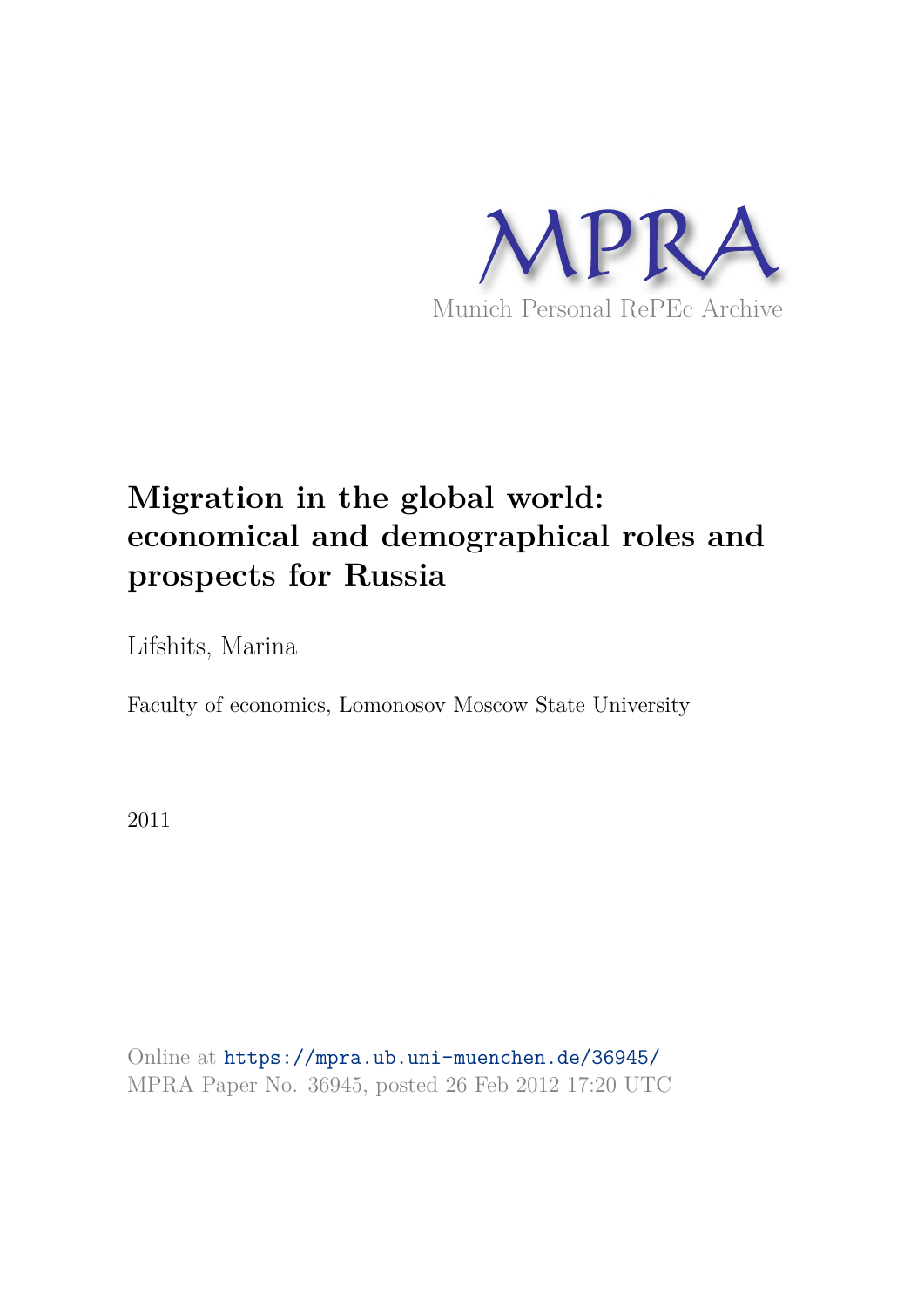MPRA

Munich Personal RePEc Archive

# Migration in the global world: economical and demographical roles and prospects for Russia

Lifshits, Marina

Faculty of economics, Lomonosov Moscow State University

2011

Online at https://mpra.ub.uni-muenchen.de/36945/
MPRA Paper No. 36945, posted 26 Feb 2012 17:20 UTC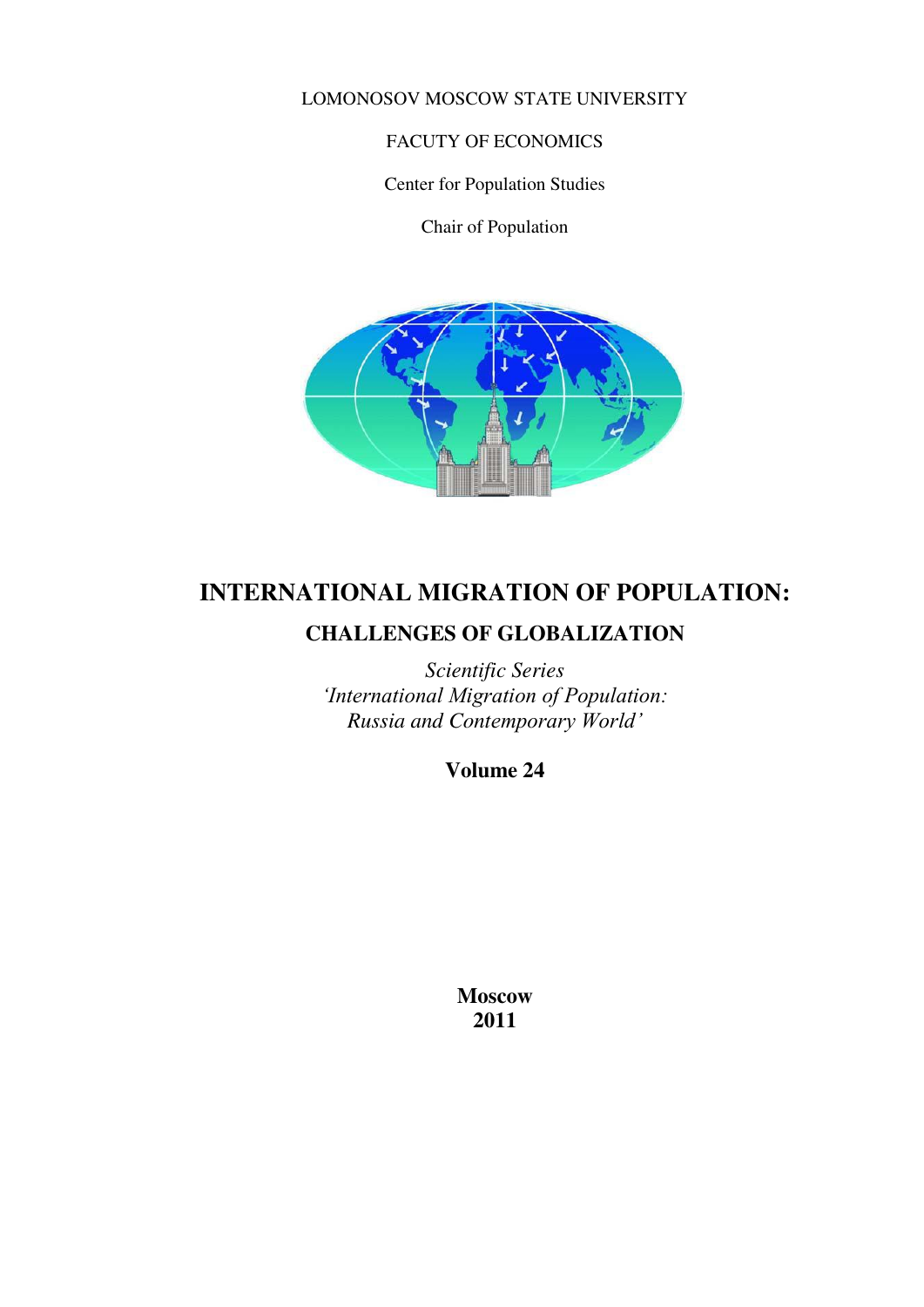LOMONOSOV MOSCOW STATE UNIVERSITY

FACUTY OF ECONOMICS

Center for Population Studies

Chair of Population

# INTERNATIONAL MIGRATION OF POPULATION:

## CHALLENGES OF GLOBALIZATION

*Scientific Series*
*'International Migration of Population:*
*Russia and Contemporary World'*

**Volume 24**

**Moscow**
**2011**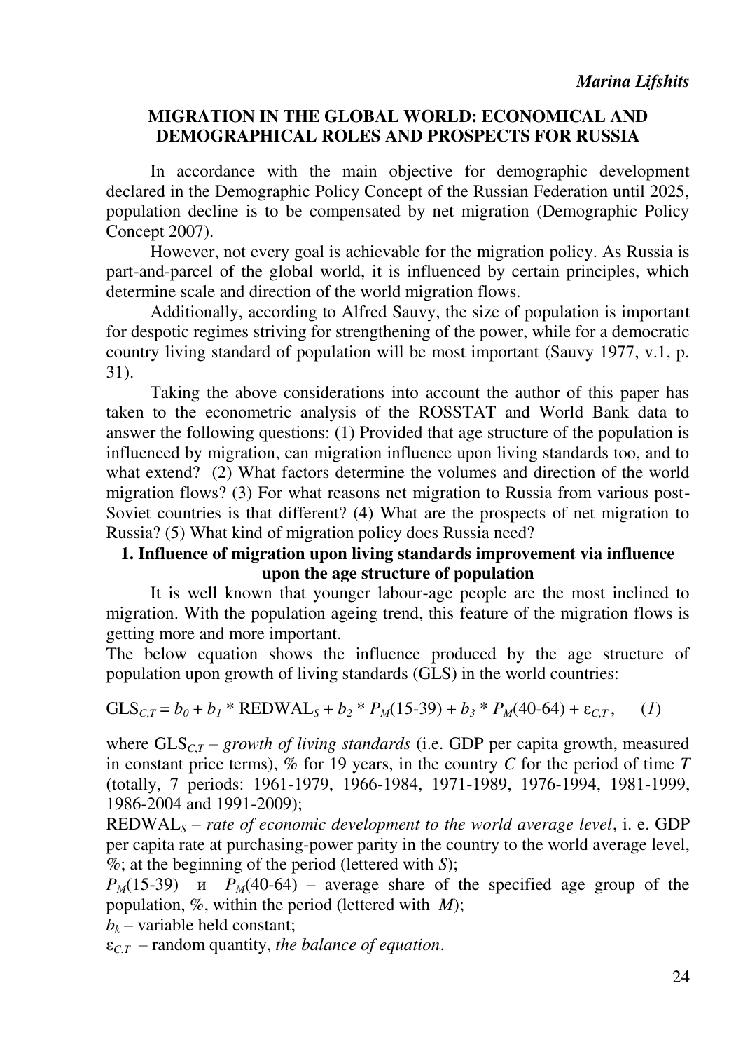*Marina Lifshits*

## MIGRATION IN THE GLOBAL WORLD: ECONOMICAL AND DEMOGRAPHICAL ROLES AND PROSPECTS FOR RUSSIA

In accordance with the main objective for demographic development declared in the Demographic Policy Concept of the Russian Federation until 2025, population decline is to be compensated by net migration (Demographic Policy Concept 2007).

However, not every goal is achievable for the migration policy. As Russia is part-and-parcel of the global world, it is influenced by certain principles, which determine scale and direction of the world migration flows.

Additionally, according to Alfred Sauvy, the size of population is important for despotic regimes striving for strengthening of the power, while for a democratic country living standard of population will be most important (Sauvy 1977, v.1, p. 31).

Taking the above considerations into account the author of this paper has taken to the econometric analysis of the ROSSTAT and World Bank data to answer the following questions: (1) Provided that age structure of the population is influenced by migration, can migration influence upon living standards too, and to what extend? (2) What factors determine the volumes and direction of the world migration flows? (3) For what reasons net migration to Russia from various post-Soviet countries is that different? (4) What are the prospects of net migration to Russia? (5) What kind of migration policy does Russia need?

### 1. Influence of migration upon living standards improvement via influence upon the age structure of population

It is well known that younger labour-age people are the most inclined to migration. With the population ageing trend, this feature of the migration flows is getting more and more important.

The below equation shows the influence produced by the age structure of population upon growth of living standards (GLS) in the world countries:

$$\mathrm{GLS}_{C,T} = b_0 + b_1 * \mathrm{REDWAL}_S + b_2 * P_M(15\text{-}39) + b_3 * P_M(40\text{-}64) + \varepsilon_{C,T}, \qquad (1)$$

where $\mathrm{GLS}_{C,T}$ – *growth of living standards* (i.e. GDP per capita growth, measured in constant price terms), % for 19 years, in the country $C$ for the period of time $T$ (totally, 7 periods: 1961-1979, 1966-1984, 1971-1989, 1976-1994, 1981-1999, 1986-2004 and 1991-2009);

$\mathrm{REDWAL}_S$ – *rate of economic development to the world average level*, i. e. GDP per capita rate at purchasing-power parity in the country to the world average level, %; at the beginning of the period (lettered with $S$);

$P_M(15\text{-}39)$ и $P_M(40\text{-}64)$ – average share of the specified age group of the population, %, within the period (lettered with $M$);

$b_k$ – variable held constant;

$\varepsilon_{C,T}$ – random quantity, *the balance of equation*.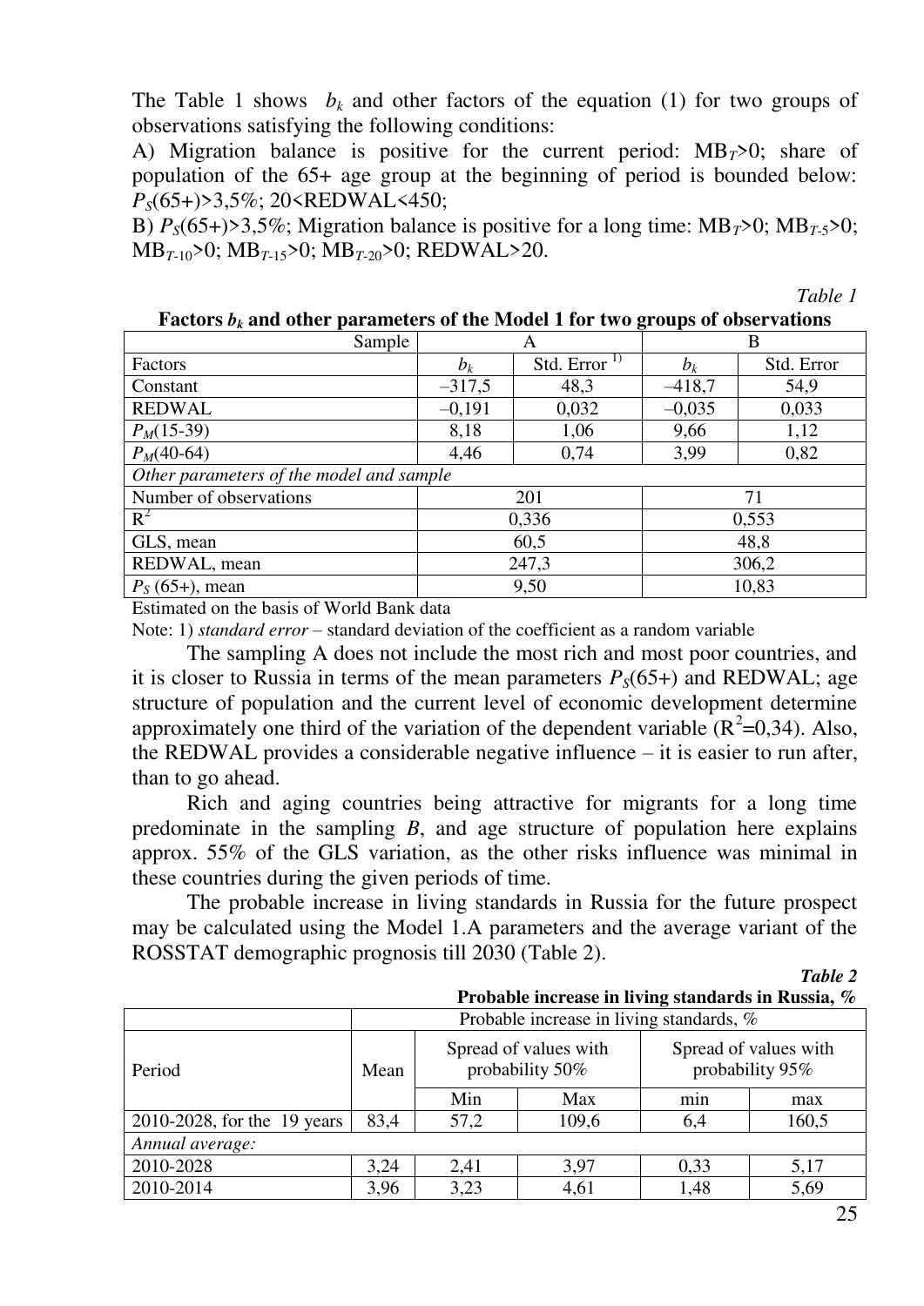The Table 1 shows $b_k$ and other factors of the equation (1) for two groups of observations satisfying the following conditions:

A) Migration balance is positive for the current period: $MB_T>0$; share of population of the 65+ age group at the beginning of period is bounded below: $P_S(65+)>3{,}5\%$; $20<\text{REDWAL}<450$;

B) $P_S(65+)>3{,}5\%$; Migration balance is positive for a long time: $MB_T>0$; $MB_{T-5}>0$; $MB_{T-10}>0$; $MB_{T-15}>0$; $MB_{T-20}>0$; REDWAL>20.

*Table 1*

**Factors $b_k$ and other parameters of the Model 1 for two groups of observations**

| Sample | A | | B | |
|---|---|---|---|---|
| Factors | $b_k$ | Std. Error [1)] | $b_k$ | Std. Error |
| Constant | –317,5 | 48,3 | –418,7 | 54,9 |
| REDWAL | –0,191 | 0,032 | –0,035 | 0,033 |
| $P_M$(15-39) | 8,18 | 1,06 | 9,66 | 1,12 |
| $P_M$(40-64) | 4,46 | 0,74 | 3,99 | 0,82 |
| *Other parameters of the model and sample* | | | | |
| Number of observations | 201 | | 71 | |
| $R^2$ | 0,336 | | 0,553 | |
| GLS, mean | 60,5 | | 48,8 | |
| REDWAL, mean | 247,3 | | 306,2 | |
| $P_S$ (65+), mean | 9,50 | | 10,83 | |

Estimated on the basis of World Bank data

Note: 1) *standard error* – standard deviation of the coefficient as a random variable

The sampling A does not include the most rich and most poor countries, and it is closer to Russia in terms of the mean parameters $P_S(65+)$ and REDWAL; age structure of population and the current level of economic development determine approximately one third of the variation of the dependent variable ($R^2$=0,34). Also, the REDWAL provides a considerable negative influence – it is easier to run after, than to go ahead.

Rich and aging countries being attractive for migrants for a long time predominate in the sampling *B*, and age structure of population here explains approx. 55% of the GLS variation, as the other risks influence was minimal in these countries during the given periods of time.

The probable increase in living standards in Russia for the future prospect may be calculated using the Model 1.A parameters and the average variant of the ROSSTAT demographic prognosis till 2030 (Table 2).

***Table 2***

**Probable increase in living standards in Russia, %**

| Period | Probable increase in living standards, % | | | | |
|---|---|---|---|---|---|
| | Mean | Spread of values with probability 50% | | Spread of values with probability 95% | |
| | | Min | Max | min | max |
| 2010-2028, for the 19 years | 83,4 | 57,2 | 109,6 | 6,4 | 160,5 |
| *Annual average:* | | | | | |
| 2010-2028 | 3,24 | 2,41 | 3,97 | 0,33 | 5,17 |
| 2010-2014 | 3,96 | 3,23 | 4,61 | 1,48 | 5,69 |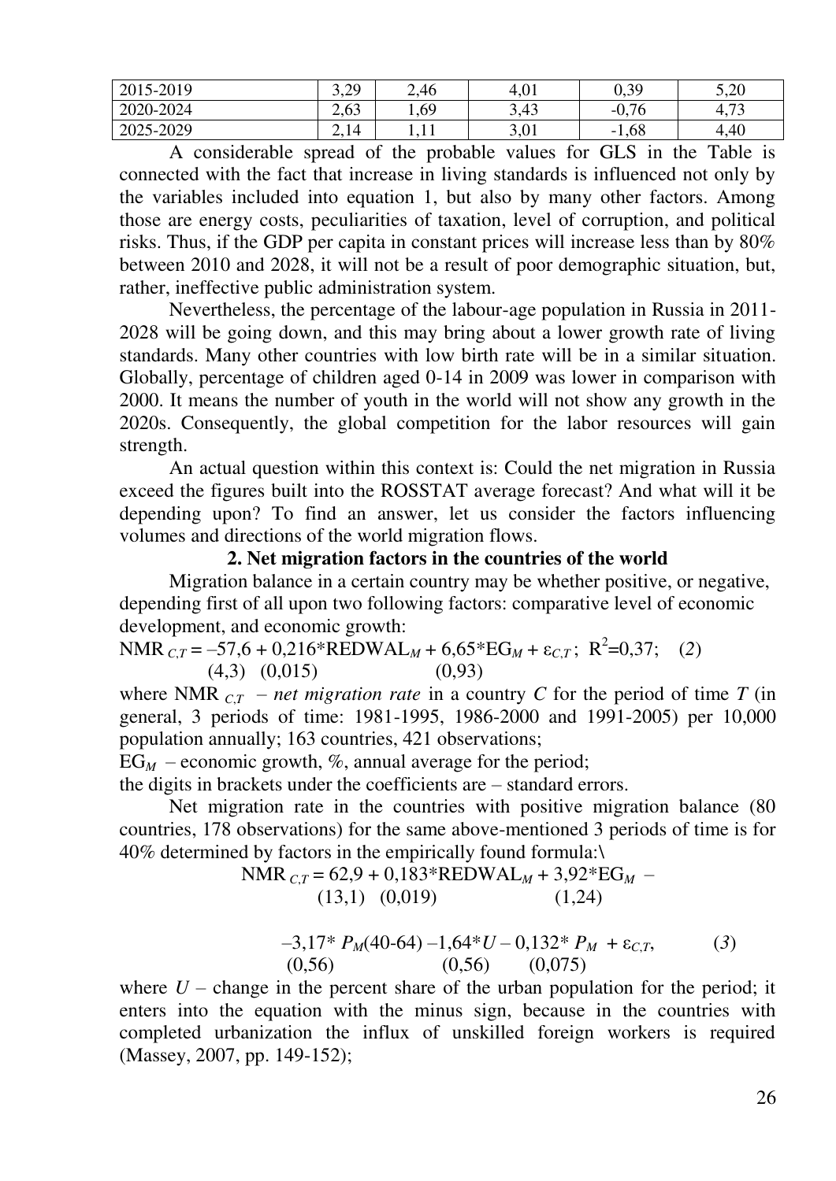| 2015-2019 | 3,29 | 2,46 | 4,01 | 0,39 | 5,20 |
|---|---|---|---|---|---|
| 2020-2024 | 2,63 | 1,69 | 3,43 | -0,76 | 4,73 |
| 2025-2029 | 2,14 | 1,11 | 3,01 | -1,68 | 4,40 |

A considerable spread of the probable values for GLS in the Table is connected with the fact that increase in living standards is influenced not only by the variables included into equation 1, but also by many other factors. Among those are energy costs, peculiarities of taxation, level of corruption, and political risks. Thus, if the GDP per capita in constant prices will increase less than by 80% between 2010 and 2028, it will not be a result of poor demographic situation, but, rather, ineffective public administration system.

Nevertheless, the percentage of the labour-age population in Russia in 2011-2028 will be going down, and this may bring about a lower growth rate of living standards. Many other countries with low birth rate will be in a similar situation. Globally, percentage of children aged 0-14 in 2009 was lower in comparison with 2000. It means the number of youth in the world will not show any growth in the 2020s. Consequently, the global competition for the labor resources will gain strength.

An actual question within this context is: Could the net migration in Russia exceed the figures built into the ROSSTAT average forecast? And what will it be depending upon? To find an answer, let us consider the factors influencing volumes and directions of the world migration flows.

## 2. Net migration factors in the countries of the world

Migration balance in a certain country may be whether positive, or negative, depending first of all upon two following factors: comparative level of economic development, and economic growth:

$$\underset{}{NMR_{C,T}} = \underset{(4{,}3)}{-57{,}6} + \underset{(0{,}015)}{0{,}216}*REDWAL_M + \underset{(0{,}93)}{6{,}65}*EG_M + \varepsilon_{C,T}; \quad R^2=0{,}37; \quad (2)$$

where $NMR_{C,T}$ – *net migration rate* in a country *C* for the period of time *T* (in general, 3 periods of time: 1981-1995, 1986-2000 and 1991-2005) per 10,000 population annually; 163 countries, 421 observations;

$EG_M$ – economic growth, %, annual average for the period;

the digits in brackets under the coefficients are – standard errors.

Net migration rate in the countries with positive migration balance (80 countries, 178 observations) for the same above-mentioned 3 periods of time is for 40% determined by factors in the empirically found formula:\

$$NMR_{C,T} = \underset{(13{,}1)}{62{,}9} + \underset{(0{,}019)}{0{,}183}*REDWAL_M + \underset{(1{,}24)}{3{,}92}*EG_M -$$

$$-\underset{(0{,}56)}{3{,}17}*P_M(40\text{-}64) - \underset{(0{,}56)}{1{,}64}*U - \underset{(0{,}075)}{0{,}132}*P_M + \varepsilon_{C,T}, \qquad (3)$$

where *U* – change in the percent share of the urban population for the period; it enters into the equation with the minus sign, because in the countries with completed urbanization the influx of unskilled foreign workers is required (Massey, 2007, pp. 149-152);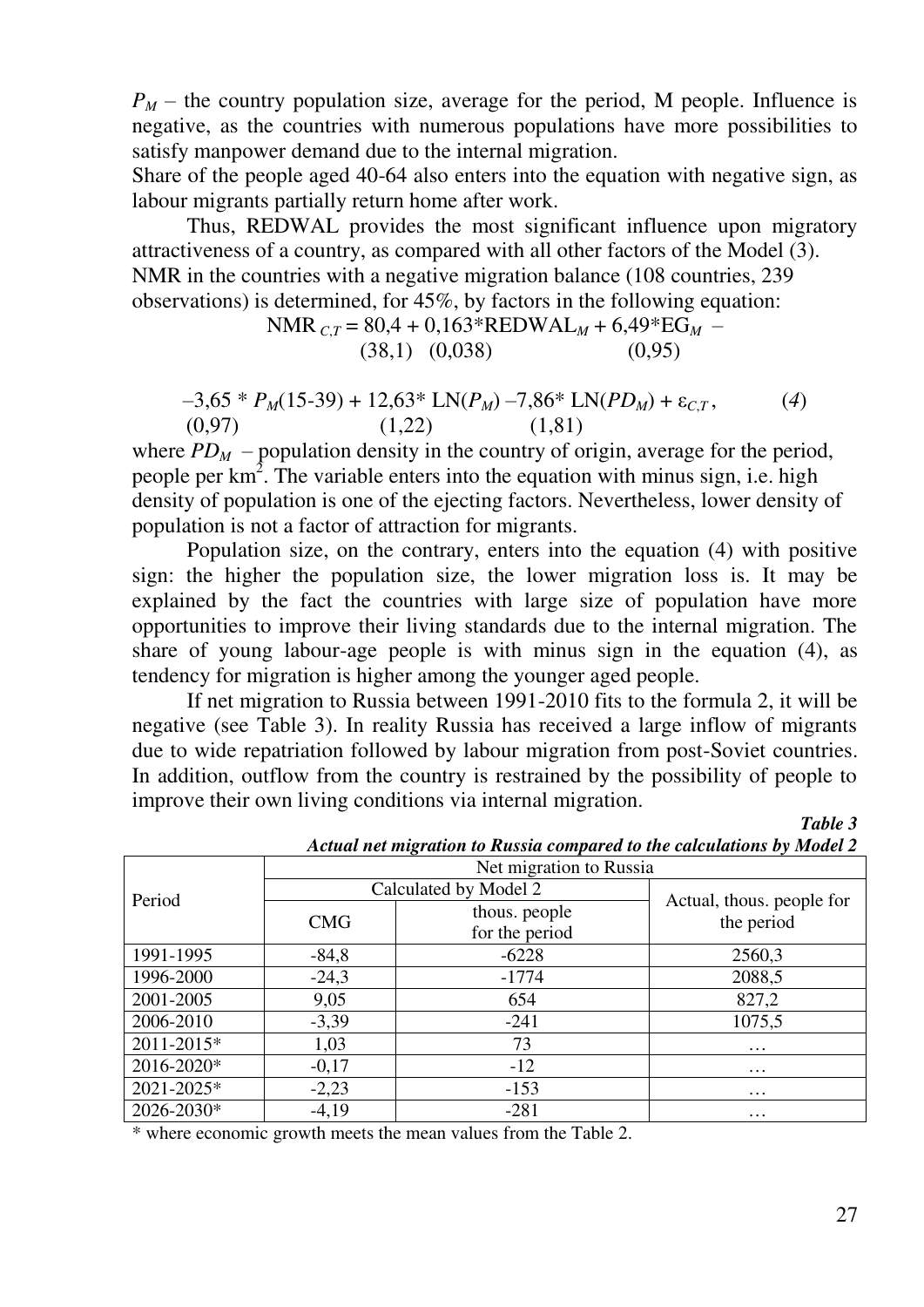$P_M$ – the country population size, average for the period, M people. Influence is negative, as the countries with numerous populations have more possibilities to satisfy manpower demand due to the internal migration.
Share of the people aged 40-64 also enters into the equation with negative sign, as labour migrants partially return home after work.

Thus, REDWAL provides the most significant influence upon migratory attractiveness of a country, as compared with all other factors of the Model (3).
NMR in the countries with a negative migration balance (108 countries, 239 observations) is determined, for 45%, by factors in the following equation:

$$NMR_{C,T} = \underset{(38{,}1)}{80{,}4} + \underset{(0{,}038)}{0{,}163}*REDWAL_M + \underset{(0{,}95)}{6{,}49}*EG_M -$$

$$-\underset{(0{,}97)}{3{,}65} * P_M(15\text{-}39) + \underset{(1{,}22)}{12{,}63}* LN(P_M) - \underset{(1{,}81)}{7{,}86}* LN(PD_M) + \varepsilon_{C,T}, \qquad (4)$$

where $PD_M$ – population density in the country of origin, average for the period, people per km$^2$. The variable enters into the equation with minus sign, i.e. high density of population is one of the ejecting factors. Nevertheless, lower density of population is not a factor of attraction for migrants.

Population size, on the contrary, enters into the equation (4) with positive sign: the higher the population size, the lower migration loss is. It may be explained by the fact the countries with large size of population have more opportunities to improve their living standards due to the internal migration. The share of young labour-age people is with minus sign in the equation (4), as tendency for migration is higher among the younger aged people.

If net migration to Russia between 1991-2010 fits to the formula 2, it will be negative (see Table 3). In reality Russia has received a large inflow of migrants due to wide repatriation followed by labour migration from post-Soviet countries. In addition, outflow from the country is restrained by the possibility of people to improve their own living conditions via internal migration.

***Table 3***

***Actual net migration to Russia compared to the calculations by Model 2***

| Period | Net migration to Russia | | |
|---|---|---|---|
| | Calculated by Model 2 | | Actual, thous. people for the period |
| | CMG | thous. people for the period | |
| 1991-1995 | -84,8 | -6228 | 2560,3 |
| 1996-2000 | -24,3 | -1774 | 2088,5 |
| 2001-2005 | 9,05 | 654 | 827,2 |
| 2006-2010 | -3,39 | -241 | 1075,5 |
| 2011-2015* | 1,03 | 73 | … |
| 2016-2020* | -0,17 | -12 | … |
| 2021-2025* | -2,23 | -153 | … |
| 2026-2030* | -4,19 | -281 | … |

\* where economic growth meets the mean values from the Table 2.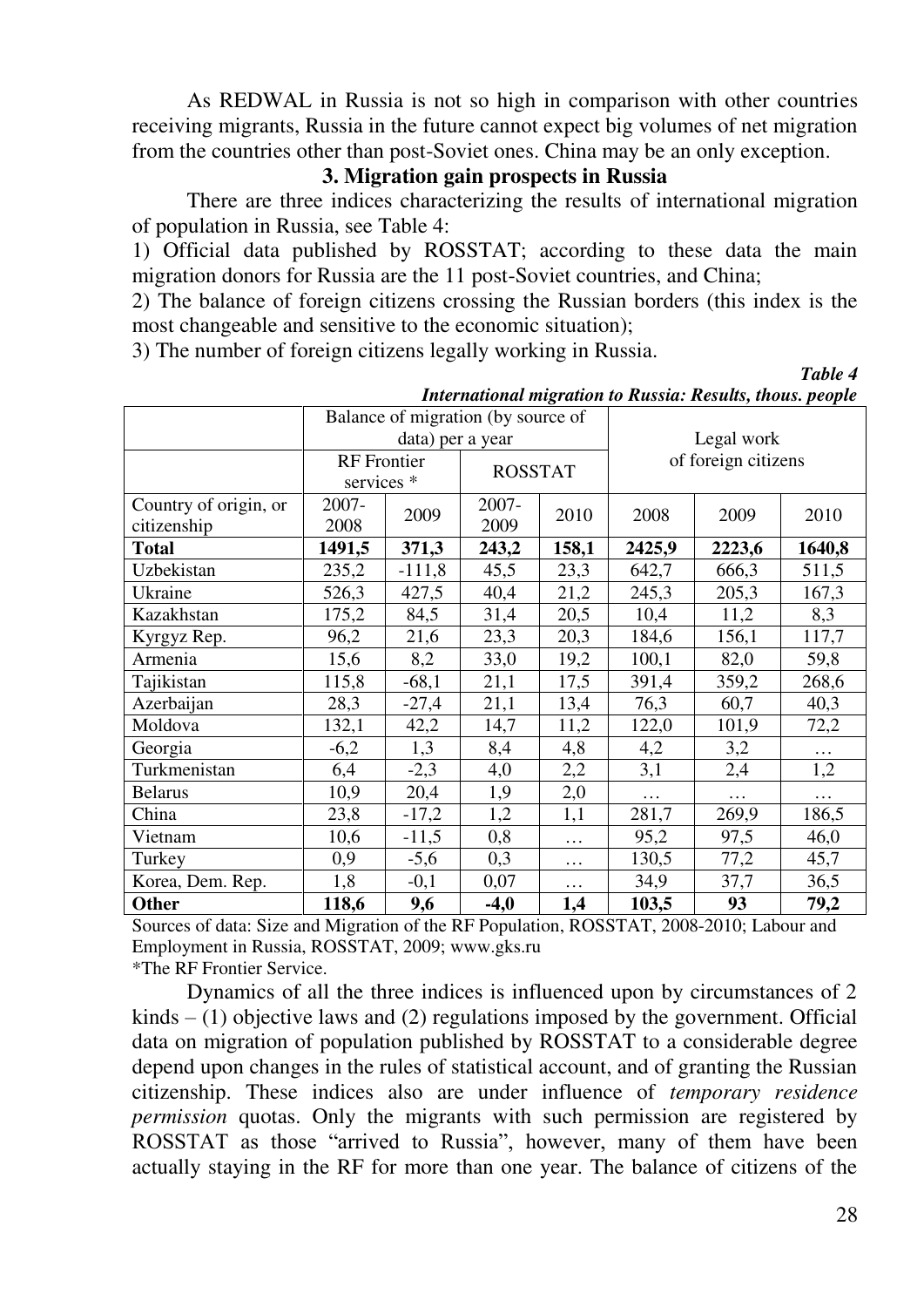As REDWAL in Russia is not so high in comparison with other countries receiving migrants, Russia in the future cannot expect big volumes of net migration from the countries other than post-Soviet ones. China may be an only exception.

### 3. Migration gain prospects in Russia

There are three indices characterizing the results of international migration of population in Russia, see Table 4:

1) Official data published by ROSSTAT; according to these data the main migration donors for Russia are the 11 post-Soviet countries, and China;

2) The balance of foreign citizens crossing the Russian borders (this index is the most changeable and sensitive to the economic situation);

3) The number of foreign citizens legally working in Russia.

***Table 4***

***International migration to Russia: Results, thous. people***

| | Balance of migration (by source of data) per a year | | | | Legal work of foreign citizens | | |
|---|---|---|---|---|---|---|---|
| | RF Frontier services * | | ROSSTAT | | | | |
| Country of origin, or citizenship | 2007-2008 | 2009 | 2007-2009 | 2010 | 2008 | 2009 | 2010 |
| **Total** | **1491,5** | **371,3** | **243,2** | **158,1** | **2425,9** | **2223,6** | **1640,8** |
| Uzbekistan | 235,2 | -111,8 | 45,5 | 23,3 | 642,7 | 666,3 | 511,5 |
| Ukraine | 526,3 | 427,5 | 40,4 | 21,2 | 245,3 | 205,3 | 167,3 |
| Kazakhstan | 175,2 | 84,5 | 31,4 | 20,5 | 10,4 | 11,2 | 8,3 |
| Kyrgyz Rep. | 96,2 | 21,6 | 23,3 | 20,3 | 184,6 | 156,1 | 117,7 |
| Armenia | 15,6 | 8,2 | 33,0 | 19,2 | 100,1 | 82,0 | 59,8 |
| Tajikistan | 115,8 | -68,1 | 21,1 | 17,5 | 391,4 | 359,2 | 268,6 |
| Azerbaijan | 28,3 | -27,4 | 21,1 | 13,4 | 76,3 | 60,7 | 40,3 |
| Moldova | 132,1 | 42,2 | 14,7 | 11,2 | 122,0 | 101,9 | 72,2 |
| Georgia | -6,2 | 1,3 | 8,4 | 4,8 | 4,2 | 3,2 | … |
| Turkmenistan | 6,4 | -2,3 | 4,0 | 2,2 | 3,1 | 2,4 | 1,2 |
| Belarus | 10,9 | 20,4 | 1,9 | 2,0 | … | … | … |
| China | 23,8 | -17,2 | 1,2 | 1,1 | 281,7 | 269,9 | 186,5 |
| Vietnam | 10,6 | -11,5 | 0,8 | … | 95,2 | 97,5 | 46,0 |
| Turkey | 0,9 | -5,6 | 0,3 | … | 130,5 | 77,2 | 45,7 |
| Korea, Dem. Rep. | 1,8 | -0,1 | 0,07 | … | 34,9 | 37,7 | 36,5 |
| **Other** | **118,6** | **9,6** | **-4,0** | **1,4** | **103,5** | **93** | **79,2** |

Sources of data: Size and Migration of the RF Population, ROSSTAT, 2008-2010; Labour and Employment in Russia, ROSSTAT, 2009; www.gks.ru

*The RF Frontier Service.

Dynamics of all the three indices is influenced upon by circumstances of 2 kinds – (1) objective laws and (2) regulations imposed by the government. Official data on migration of population published by ROSSTAT to a considerable degree depend upon changes in the rules of statistical account, and of granting the Russian citizenship. These indices also are under influence of *temporary residence permission* quotas. Only the migrants with such permission are registered by ROSSTAT as those "arrived to Russia", however, many of them have been actually staying in the RF for more than one year. The balance of citizens of the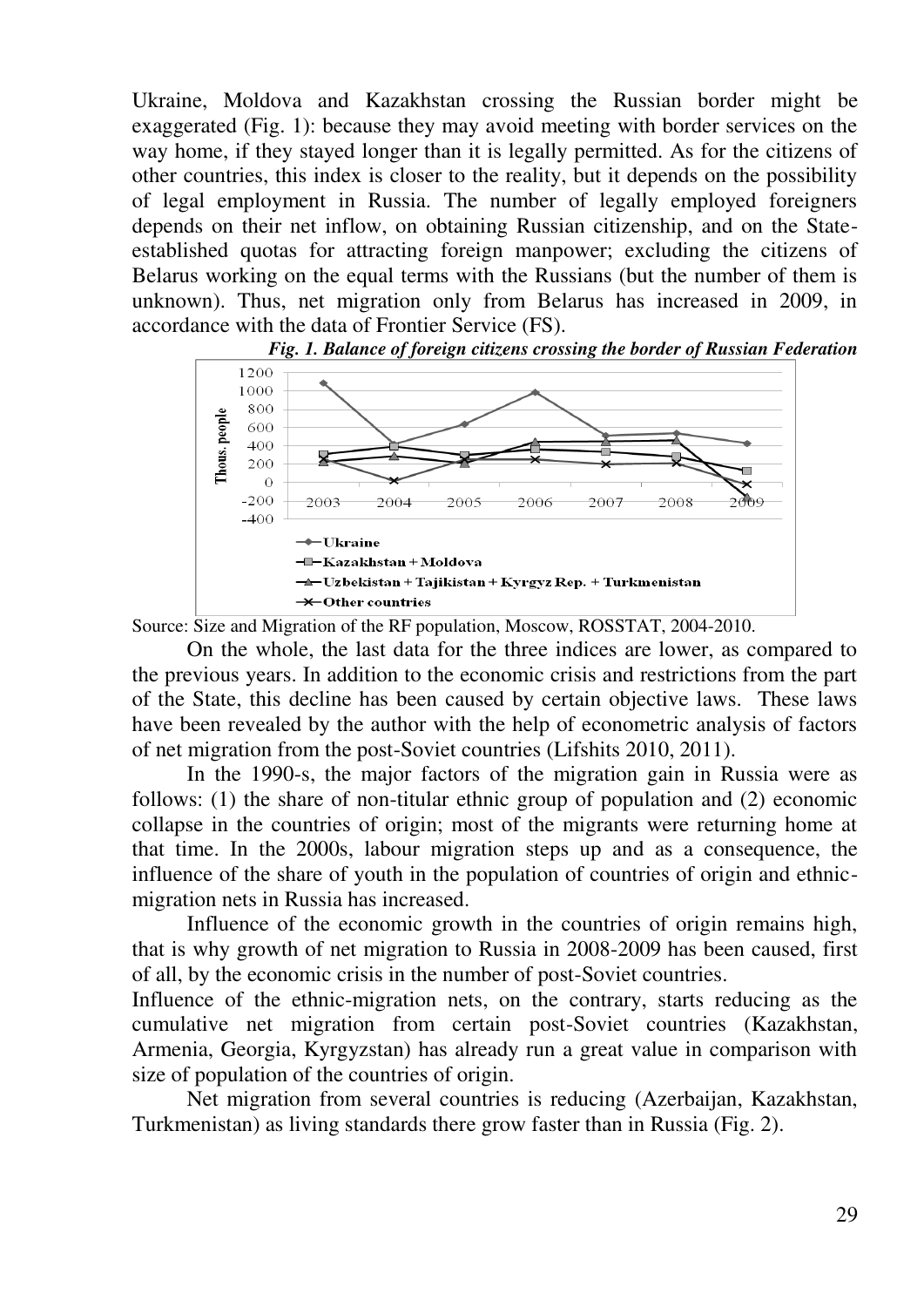Ukraine, Moldova and Kazakhstan crossing the Russian border might be exaggerated (Fig. 1): because they may avoid meeting with border services on the way home, if they stayed longer than it is legally permitted. As for the citizens of other countries, this index is closer to the reality, but it depends on the possibility of legal employment in Russia. The number of legally employed foreigners depends on their net inflow, on obtaining Russian citizenship, and on the State-established quotas for attracting foreign manpower; excluding the citizens of Belarus working on the equal terms with the Russians (but the number of them is unknown). Thus, net migration only from Belarus has increased in 2009, in accordance with the data of Frontier Service (FS).

***Fig. 1. Balance of foreign citizens crossing the border of Russian Federation***

Source: Size and Migration of the RF population, Moscow, ROSSTAT, 2004-2010.

On the whole, the last data for the three indices are lower, as compared to the previous years. In addition to the economic crisis and restrictions from the part of the State, this decline has been caused by certain objective laws. These laws have been revealed by the author with the help of econometric analysis of factors of net migration from the post-Soviet countries (Lifshits 2010, 2011).

In the 1990-s, the major factors of the migration gain in Russia were as follows: (1) the share of non-titular ethnic group of population and (2) economic collapse in the countries of origin; most of the migrants were returning home at that time. In the 2000s, labour migration steps up and as a consequence, the influence of the share of youth in the population of countries of origin and ethnic-migration nets in Russia has increased.

Influence of the economic growth in the countries of origin remains high, that is why growth of net migration to Russia in 2008-2009 has been caused, first of all, by the economic crisis in the number of post-Soviet countries.

Influence of the ethnic-migration nets, on the contrary, starts reducing as the cumulative net migration from certain post-Soviet countries (Kazakhstan, Armenia, Georgia, Kyrgyzstan) has already run a great value in comparison with size of population of the countries of origin.

Net migration from several countries is reducing (Azerbaijan, Kazakhstan, Turkmenistan) as living standards there grow faster than in Russia (Fig. 2).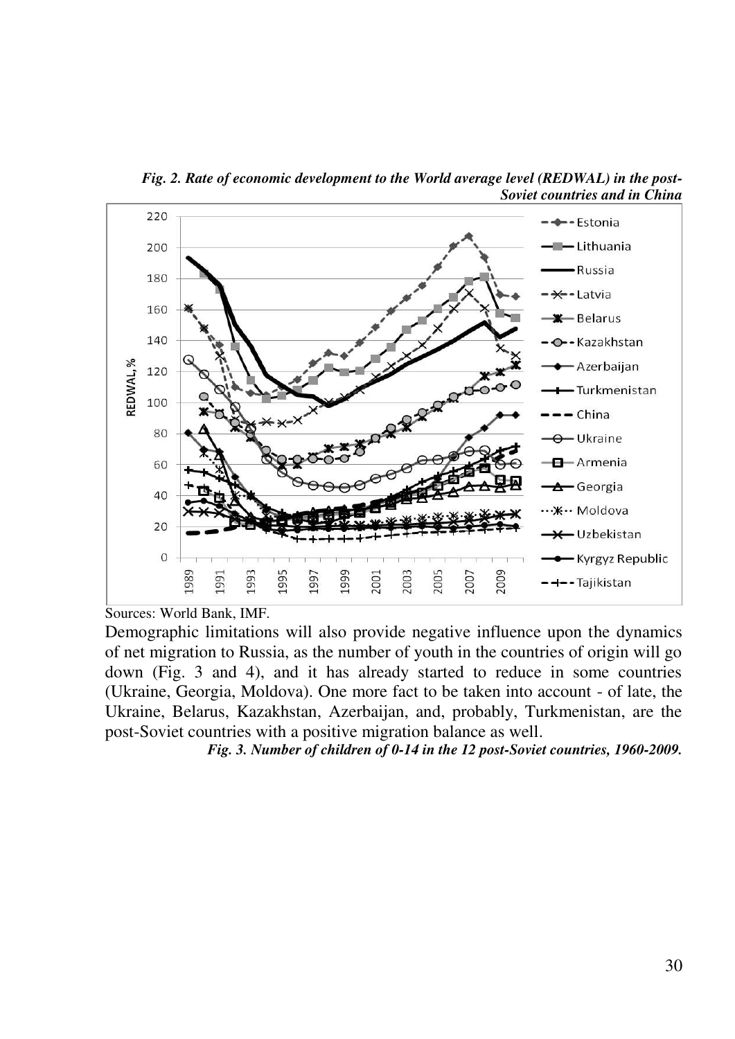***Fig. 2. Rate of economic development to the World average level (REDWAL) in the post-Soviet countries and in China***

Sources: World Bank, IMF.

Demographic limitations will also provide negative influence upon the dynamics of net migration to Russia, as the number of youth in the countries of origin will go down (Fig. 3 and 4), and it has already started to reduce in some countries (Ukraine, Georgia, Moldova). One more fact to be taken into account - of late, the Ukraine, Belarus, Kazakhstan, Azerbaijan, and, probably, Turkmenistan, are the post-Soviet countries with a positive migration balance as well.

***Fig. 3. Number of children of 0-14 in the 12 post-Soviet countries, 1960-2009.***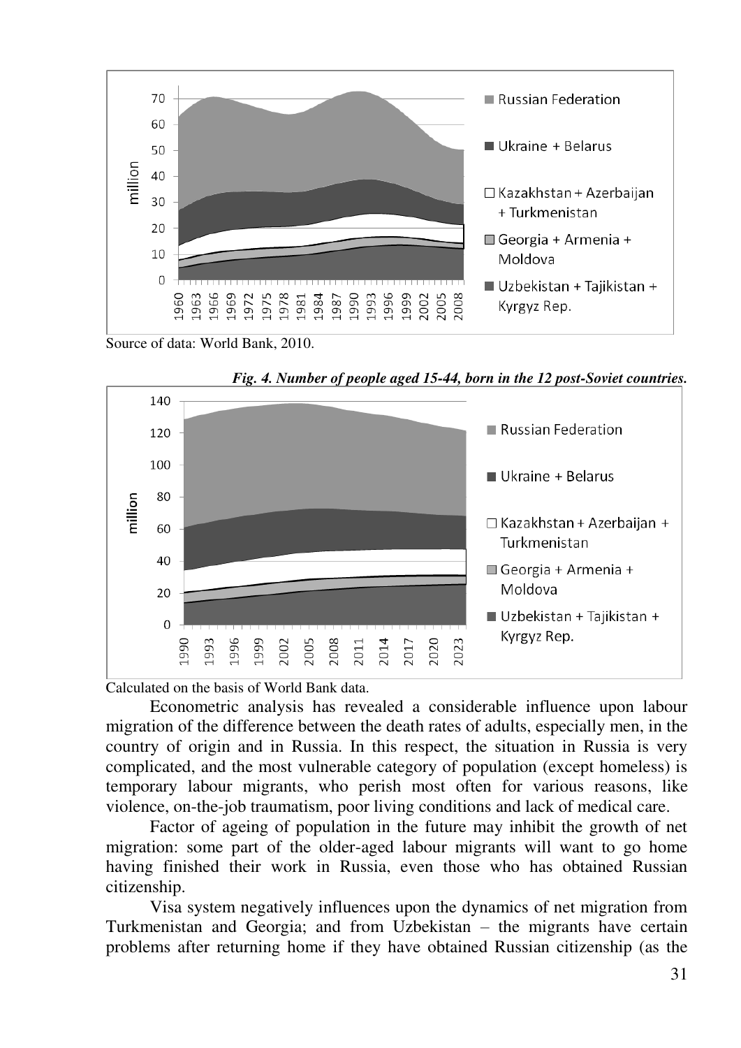Source of data: World Bank, 2010.

***Fig. 4. Number of people aged 15-44, born in the 12 post-Soviet countries.***

Calculated on the basis of World Bank data.

Econometric analysis has revealed a considerable influence upon labour migration of the difference between the death rates of adults, especially men, in the country of origin and in Russia. In this respect, the situation in Russia is very complicated, and the most vulnerable category of population (except homeless) is temporary labour migrants, who perish most often for various reasons, like violence, on-the-job traumatism, poor living conditions and lack of medical care.

Factor of ageing of population in the future may inhibit the growth of net migration: some part of the older-aged labour migrants will want to go home having finished their work in Russia, even those who has obtained Russian citizenship.

Visa system negatively influences upon the dynamics of net migration from Turkmenistan and Georgia; and from Uzbekistan – the migrants have certain problems after returning home if they have obtained Russian citizenship (as the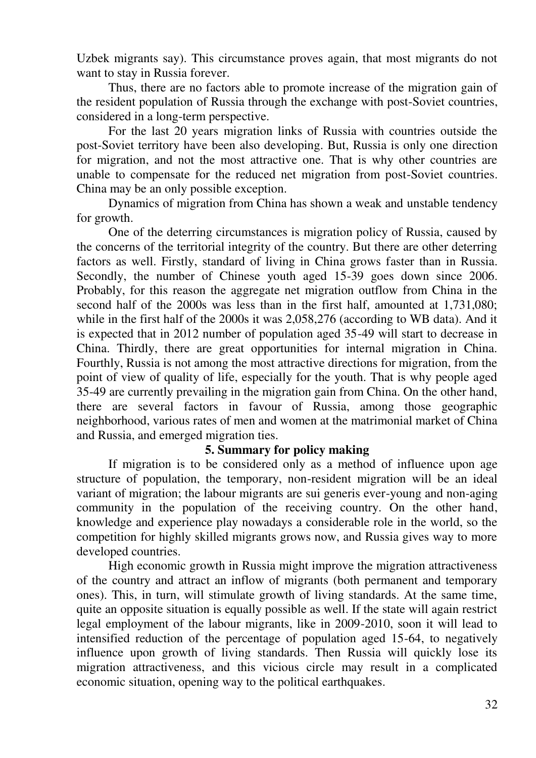Uzbek migrants say). This circumstance proves again, that most migrants do not want to stay in Russia forever.

Thus, there are no factors able to promote increase of the migration gain of the resident population of Russia through the exchange with post-Soviet countries, considered in a long-term perspective.

For the last 20 years migration links of Russia with countries outside the post-Soviet territory have been also developing. But, Russia is only one direction for migration, and not the most attractive one. That is why other countries are unable to compensate for the reduced net migration from post-Soviet countries. China may be an only possible exception.

Dynamics of migration from China has shown a weak and unstable tendency for growth.

One of the deterring circumstances is migration policy of Russia, caused by the concerns of the territorial integrity of the country. But there are other deterring factors as well. Firstly, standard of living in China grows faster than in Russia. Secondly, the number of Chinese youth aged 15-39 goes down since 2006. Probably, for this reason the aggregate net migration outflow from China in the second half of the 2000s was less than in the first half, amounted at 1,731,080; while in the first half of the 2000s it was 2,058,276 (according to WB data). And it is expected that in 2012 number of population aged 35-49 will start to decrease in China. Thirdly, there are great opportunities for internal migration in China. Fourthly, Russia is not among the most attractive directions for migration, from the point of view of quality of life, especially for the youth. That is why people aged 35-49 are currently prevailing in the migration gain from China. On the other hand, there are several factors in favour of Russia, among those geographic neighborhood, various rates of men and women at the matrimonial market of China and Russia, and emerged migration ties.

## 5. Summary for policy making

If migration is to be considered only as a method of influence upon age structure of population, the temporary, non-resident migration will be an ideal variant of migration; the labour migrants are sui generis ever-young and non-aging community in the population of the receiving country. On the other hand, knowledge and experience play nowadays a considerable role in the world, so the competition for highly skilled migrants grows now, and Russia gives way to more developed countries.

High economic growth in Russia might improve the migration attractiveness of the country and attract an inflow of migrants (both permanent and temporary ones). This, in turn, will stimulate growth of living standards. At the same time, quite an opposite situation is equally possible as well. If the state will again restrict legal employment of the labour migrants, like in 2009-2010, soon it will lead to intensified reduction of the percentage of population aged 15-64, to negatively influence upon growth of living standards. Then Russia will quickly lose its migration attractiveness, and this vicious circle may result in a complicated economic situation, opening way to the political earthquakes.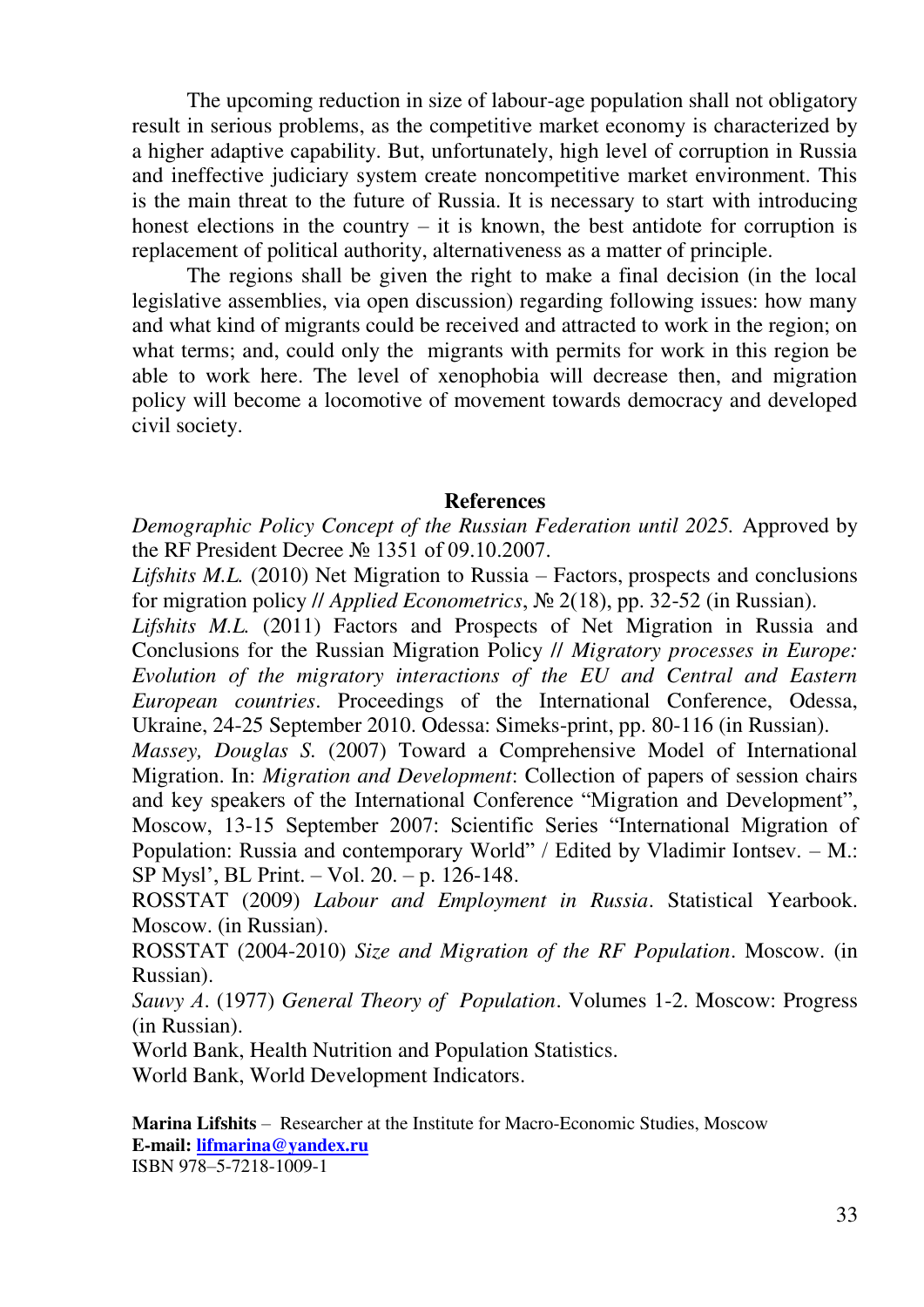The upcoming reduction in size of labour-age population shall not obligatory result in serious problems, as the competitive market economy is characterized by a higher adaptive capability. But, unfortunately, high level of corruption in Russia and ineffective judiciary system create noncompetitive market environment. This is the main threat to the future of Russia. It is necessary to start with introducing honest elections in the country – it is known, the best antidote for corruption is replacement of political authority, alternativeness as a matter of principle.

The regions shall be given the right to make a final decision (in the local legislative assemblies, via open discussion) regarding following issues: how many and what kind of migrants could be received and attracted to work in the region; on what terms; and, could only the migrants with permits for work in this region be able to work here. The level of xenophobia will decrease then, and migration policy will become a locomotive of movement towards democracy and developed civil society.

## References

*Demographic Policy Concept of the Russian Federation until 2025.* Approved by the RF President Decree № 1351 of 09.10.2007.

*Lifshits M.L.* (2010) Net Migration to Russia – Factors, prospects and conclusions for migration policy // *Applied Econometrics*, № 2(18), pp. 32-52 (in Russian).

*Lifshits M.L.* (2011) Factors and Prospects of Net Migration in Russia and Conclusions for the Russian Migration Policy // *Migratory processes in Europe: Evolution of the migratory interactions of the EU and Central and Eastern European countries*. Proceedings of the International Conference, Odessa, Ukraine, 24-25 September 2010. Odessa: Simeks-print, pp. 80-116 (in Russian).

*Massey, Douglas S.* (2007) Toward a Comprehensive Model of International Migration. In: *Migration and Development*: Collection of papers of session chairs and key speakers of the International Conference "Migration and Development", Moscow, 13-15 September 2007: Scientific Series "International Migration of Population: Russia and contemporary World" / Edited by Vladimir Iontsev. – M.: SP Mysl', BL Print. – Vol. 20. – p. 126-148.

ROSSTAT (2009) *Labour and Employment in Russia*. Statistical Yearbook. Moscow. (in Russian).

ROSSTAT (2004-2010) *Size and Migration of the RF Population*. Moscow. (in Russian).

*Sauvy A*. (1977) *General Theory of Population*. Volumes 1-2. Moscow: Progress (in Russian).

World Bank, Health Nutrition and Population Statistics.

World Bank, World Development Indicators.

**Marina Lifshits** – Researcher at the Institute for Macro-Economic Studies, Moscow
**E-mail:** **lifmarina@yandex.ru**
ISBN 978–5-7218-1009-1